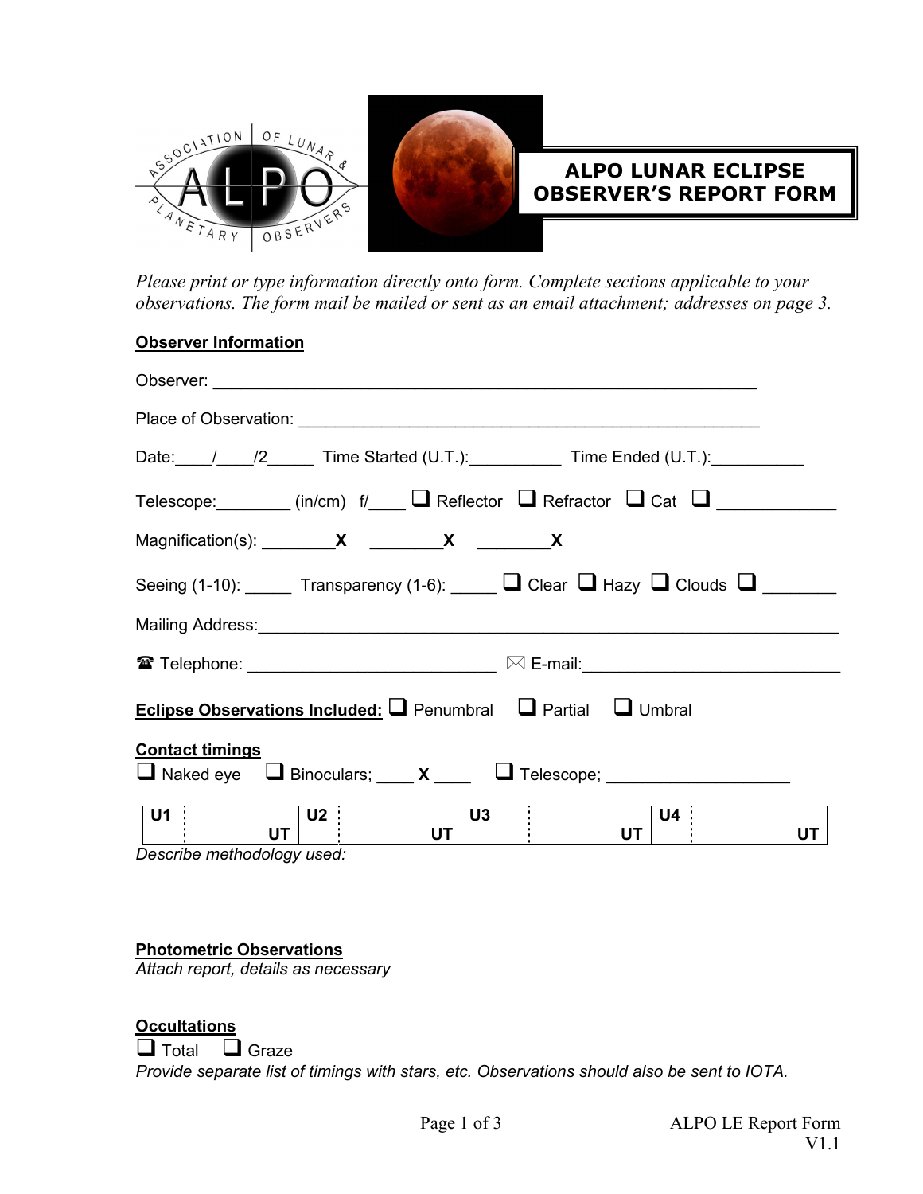# ALPO LUNAR ECLIPSE OBSERVER'S REPORT FORM

*Please print or type information directly onto form. Complete sections applicable to your observations. The form mail be mailed or sent as an email attachment; addresses on page 3.*

## Observer Information

Observer: ____________________________________________________________

Place of Observation: ___________________________________________________

Date:____/____/2_____ Time Started (U.T.):__________ Time Ended (U.T.):__________

Telescope:________ (in/cm) f/____ ❑ Reflector ❑ Refractor ❑ Cat ❑ ____________

Magnification(s): ________**X** ________**X** ________**X**

Seeing (1-10): _____ Transparency (1-6): _____ ❑ Clear ❑ Hazy ❑ Clouds ❑ ________

Mailing Address:_________________________________________________________

☎ Telephone: __________________________ ✉ E-mail:___________________________

**Eclipse Observations Included:** ❑ Penumbral ❑ Partial ❑ Umbral

## Contact timings

❑ Naked eye ❑ Binoculars; ____ **X** ____ ❑ Telescope; ___________________

| | | | | | | | |
|---|---|---|---|---|---|---|---|
| **U1** | **UT** | **U2** | **UT** | **U3** | **UT** | **U4** | **UT** |

*Describe methodology used:*

## Photometric Observations

*Attach report, details as necessary*

## Occultations

❑ Total ❑ Graze

*Provide separate list of timings with stars, etc. Observations should also be sent to IOTA.*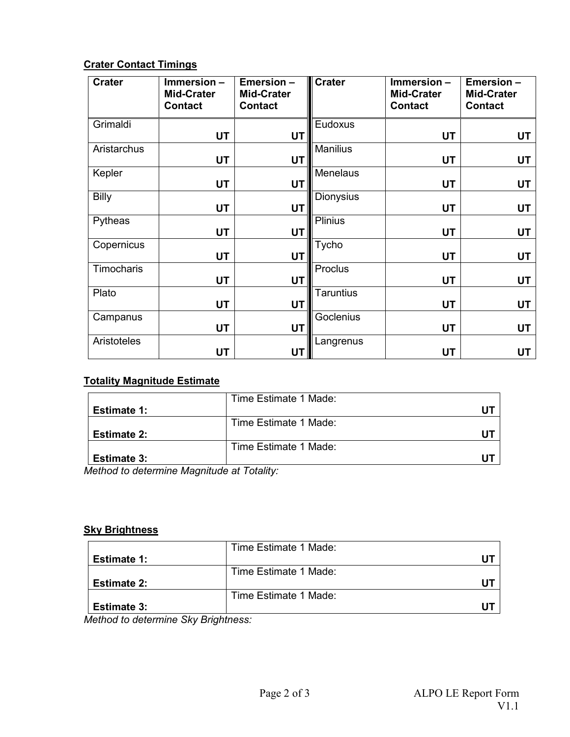**Crater Contact Timings**

| Crater | Immersion – Mid-Crater Contact | Emersion – Mid-Crater Contact | Crater | Immersion – Mid-Crater Contact | Emersion – Mid-Crater Contact |
|---|---|---|---|---|---|
| Grimaldi | UT | UT | Eudoxus | UT | UT |
| Aristarchus | UT | UT | Manilius | UT | UT |
| Kepler | UT | UT | Menelaus | UT | UT |
| Billy | UT | UT | Dionysius | UT | UT |
| Pytheas | UT | UT | Plinius | UT | UT |
| Copernicus | UT | UT | Tycho | UT | UT |
| Timocharis | UT | UT | Proclus | UT | UT |
| Plato | UT | UT | Taruntius | UT | UT |
| Campanus | UT | UT | Goclenius | UT | UT |
| Aristoteles | UT | UT | Langrenus | UT | UT |

**Totality Magnitude Estimate**

| | |
|---|---|
| **Estimate 1:** | Time Estimate 1 Made: **UT** |
| **Estimate 2:** | Time Estimate 1 Made: **UT** |
| **Estimate 3:** | Time Estimate 1 Made: **UT** |

*Method to determine Magnitude at Totality:*

**Sky Brightness**

| | |
|---|---|
| **Estimate 1:** | Time Estimate 1 Made: **UT** |
| **Estimate 2:** | Time Estimate 1 Made: **UT** |
| **Estimate 3:** | Time Estimate 1 Made: **UT** |

*Method to determine Sky Brightness:*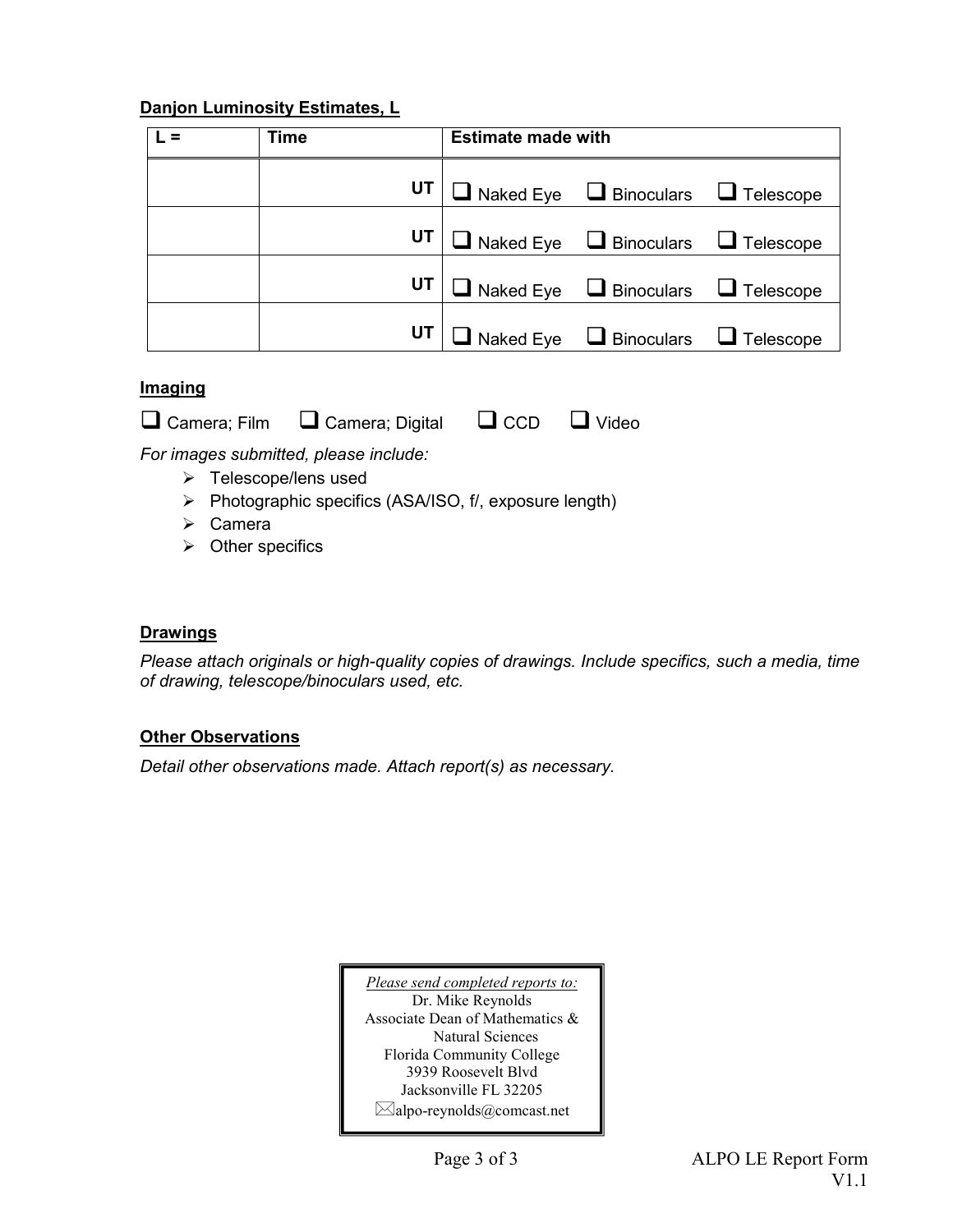## Danjon Luminosity Estimates, L

| L = | Time | Estimate made with |
|---|---|---|
| | UT | ❑ Naked Eye ❑ Binoculars ❑ Telescope |
| | UT | ❑ Naked Eye ❑ Binoculars ❑ Telescope |
| | UT | ❑ Naked Eye ❑ Binoculars ❑ Telescope |
| | UT | ❑ Naked Eye ❑ Binoculars ❑ Telescope |

## Imaging

❑ Camera; Film ❑ Camera; Digital ❑ CCD ❑ Video

*For images submitted, please include:*

- Telescope/lens used
- Photographic specifics (ASA/ISO, f/, exposure length)
- Camera
- Other specifics

## Drawings

*Please attach originals or high-quality copies of drawings. Include specifics, such a media, time of drawing, telescope/binoculars used, etc.*

## Other Observations

*Detail other observations made. Attach report(s) as necessary.*

*Please send completed reports to:*
Dr. Mike Reynolds
Associate Dean of Mathematics & Natural Sciences
Florida Community College
3939 Roosevelt Blvd
Jacksonville FL 32205
✉alpo-reynolds@comcast.net

ALPO LE Report Form V1.1